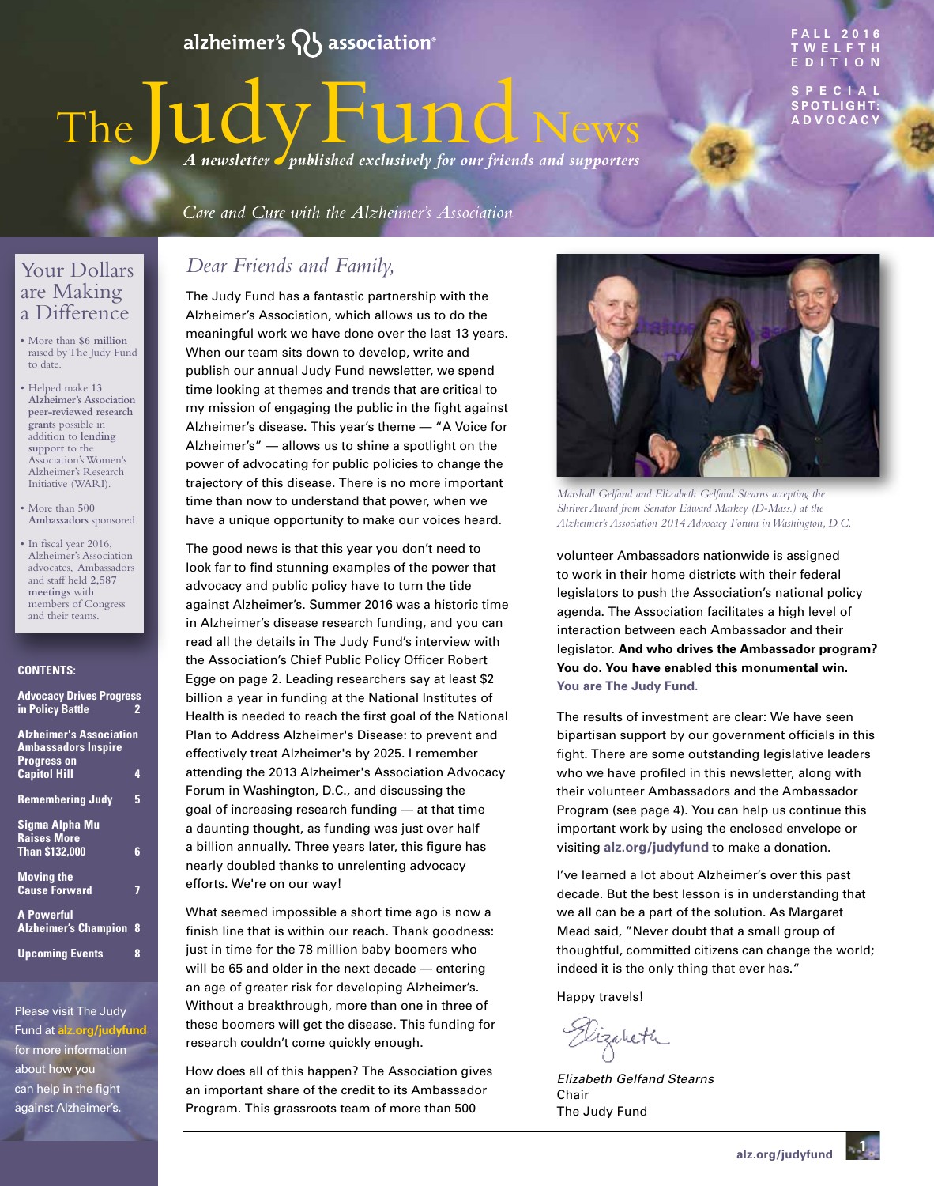alzheimer's association®

FALL 2016
TWELFTH EDITION

SPECIAL SPOTLIGHT: ADVOCACY

# The Judy Fund News

*A newsletter published exclusively for our friends and supporters*

*Care and Cure with the Alzheimer's Association*

## Your Dollars are Making a Difference

- More than **$6 million** raised by The Judy Fund to date.
- Helped make **13 Alzheimer's Association peer-reviewed research grants** possible in addition to **lending support** to the Association's Women's Alzheimer's Research Initiative (WARI).
- More than **500 Ambassadors** sponsored.
- In fiscal year 2016, Alzheimer's Association advocates, Ambassadors and staff held **2,587 meetings** with members of Congress and their teams.

**CONTENTS:**

| | |
|---|---|
| Advocacy Drives Progress in Policy Battle | 2 |
| Alzheimer's Association Ambassadors Inspire Progress on Capitol Hill | 4 |
| Remembering Judy | 5 |
| Sigma Alpha Mu Raises More Than $132,000 | 6 |
| Moving the Cause Forward | 7 |
| A Powerful Alzheimer's Champion | 8 |
| Upcoming Events | 8 |

Please visit The Judy Fund at **alz.org/judyfund** for more information about how you can help in the fight against Alzheimer's.

## *Dear Friends and Family,*

The Judy Fund has a fantastic partnership with the Alzheimer's Association, which allows us to do the meaningful work we have done over the last 13 years. When our team sits down to develop, write and publish our annual Judy Fund newsletter, we spend time looking at themes and trends that are critical to my mission of engaging the public in the fight against Alzheimer's disease. This year's theme — "A Voice for Alzheimer's" — allows us to shine a spotlight on the power of advocating for public policies to change the trajectory of this disease. There is no more important time than now to understand that power, when we have a unique opportunity to make our voices heard.

The good news is that this year you don't need to look far to find stunning examples of the power that advocacy and public policy have to turn the tide against Alzheimer's. Summer 2016 was a historic time in Alzheimer's disease research funding, and you can read all the details in The Judy Fund's interview with the Association's Chief Public Policy Officer Robert Egge on page 2. Leading researchers say at least $2 billion a year in funding at the National Institutes of Health is needed to reach the first goal of the National Plan to Address Alzheimer's Disease: to prevent and effectively treat Alzheimer's by 2025. I remember attending the 2013 Alzheimer's Association Advocacy Forum in Washington, D.C., and discussing the goal of increasing research funding — at that time a daunting thought, as funding was just over half a billion annually. Three years later, this figure has nearly doubled thanks to unrelenting advocacy efforts. We're on our way!

What seemed impossible a short time ago is now a finish line that is within our reach. Thank goodness: just in time for the 78 million baby boomers who will be 65 and older in the next decade — entering an age of greater risk for developing Alzheimer's. Without a breakthrough, more than one in three of these boomers will get the disease. This funding for research couldn't come quickly enough.

How does all of this happen? The Association gives an important share of the credit to its Ambassador Program. This grassroots team of more than 500 volunteer Ambassadors nationwide is assigned to work in their home districts with their federal legislators to push the Association's national policy agenda. The Association facilitates a high level of interaction between each Ambassador and their legislator. **And who drives the Ambassador program? You do. You have enabled this monumental win. You are The Judy Fund.**

*Marshall Gelfand and Elizabeth Gelfand Stearns accepting the Shriver Award from Senator Edward Markey (D-Mass.) at the Alzheimer's Association 2014 Advocacy Forum in Washington, D.C.*

The results of investment are clear: We have seen bipartisan support by our government officials in this fight. There are some outstanding legislative leaders who we have profiled in this newsletter, along with their volunteer Ambassadors and the Ambassador Program (see page 4). You can help us continue this important work by using the enclosed envelope or visiting **alz.org/judyfund** to make a donation.

I've learned a lot about Alzheimer's over this past decade. But the best lesson is in understanding that we all can be a part of the solution. As Margaret Mead said, "Never doubt that a small group of thoughtful, committed citizens can change the world; indeed it is the only thing that ever has."

Happy travels!

Elizabeth

*Elizabeth Gelfand Stearns*
Chair
The Judy Fund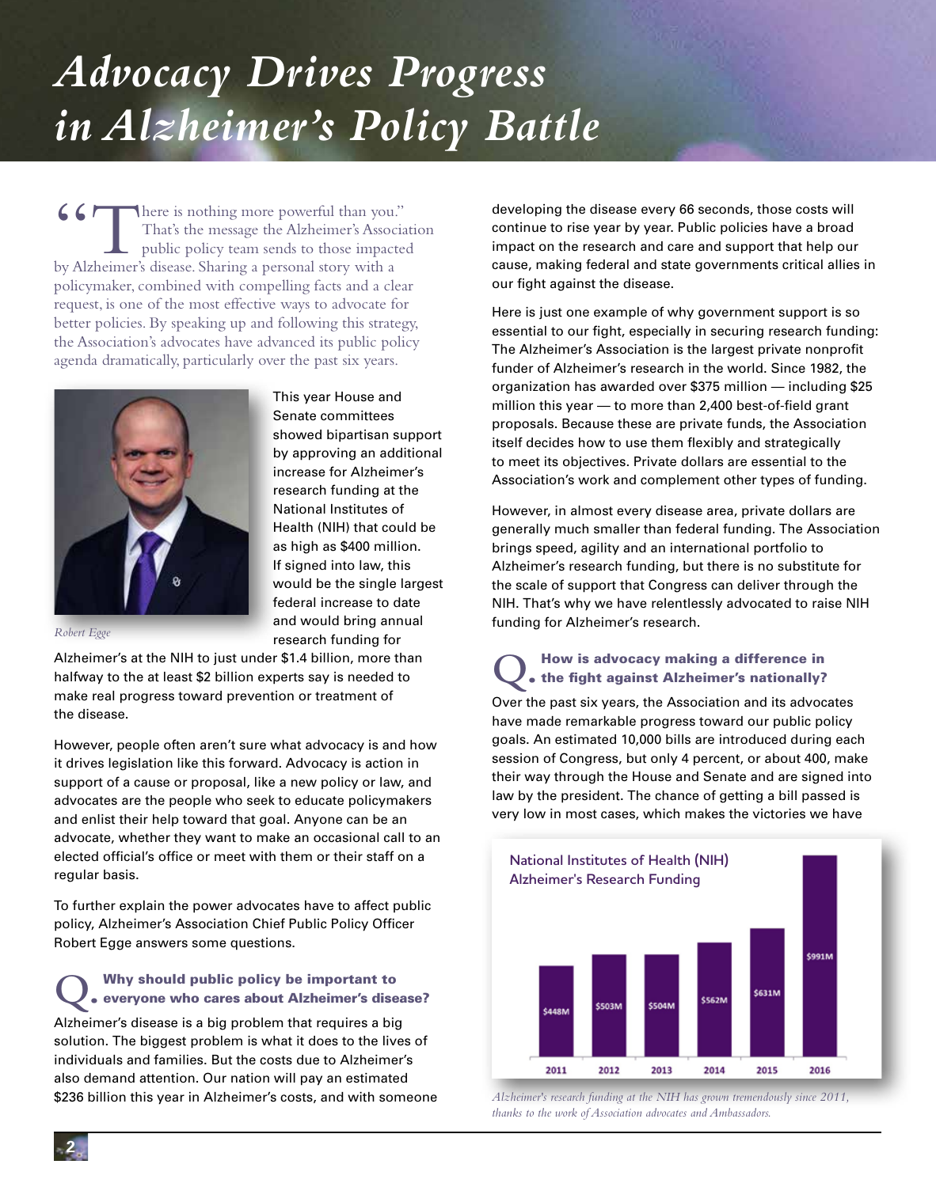# *Advocacy Drives Progress in Alzheimer's Policy Battle*

"There is nothing more powerful than you." That's the message the Alzheimer's Association public policy team sends to those impacted by Alzheimer's disease. Sharing a personal story with a policymaker, combined with compelling facts and a clear request, is one of the most effective ways to advocate for better policies. By speaking up and following this strategy, the Association's advocates have advanced its public policy agenda dramatically, particularly over the past six years.

*Robert Egge*

This year House and Senate committees showed bipartisan support by approving an additional increase for Alzheimer's research funding at the National Institutes of Health (NIH) that could be as high as $400 million. If signed into law, this would be the single largest federal increase to date and would bring annual research funding for Alzheimer's at the NIH to just under $1.4 billion, more than halfway to the at least $2 billion experts say is needed to make real progress toward prevention or treatment of the disease.

However, people often aren't sure what advocacy is and how it drives legislation like this forward. Advocacy is action in support of a cause or proposal, like a new policy or law, and advocates are the people who seek to educate policymakers and enlist their help toward that goal. Anyone can be an advocate, whether they want to make an occasional call to an elected official's office or meet with them or their staff on a regular basis.

To further explain the power advocates have to affect public policy, Alzheimer's Association Chief Public Policy Officer Robert Egge answers some questions.

### Q. Why should public policy be important to everyone who cares about Alzheimer's disease?

Alzheimer's disease is a big problem that requires a big solution. The biggest problem is what it does to the lives of individuals and families. But the costs due to Alzheimer's also demand attention. Our nation will pay an estimated $236 billion this year in Alzheimer's costs, and with someone developing the disease every 66 seconds, those costs will continue to rise year by year. Public policies have a broad impact on the research and care and support that help our cause, making federal and state governments critical allies in our fight against the disease.

Here is just one example of why government support is so essential to our fight, especially in securing research funding: The Alzheimer's Association is the largest private nonprofit funder of Alzheimer's research in the world. Since 1982, the organization has awarded over $375 million — including $25 million this year — to more than 2,400 best-of-field grant proposals. Because these are private funds, the Association itself decides how to use them flexibly and strategically to meet its objectives. Private dollars are essential to the Association's work and complement other types of funding.

However, in almost every disease area, private dollars are generally much smaller than federal funding. The Association brings speed, agility and an international portfolio to Alzheimer's research funding, but there is no substitute for the scale of support that Congress can deliver through the NIH. That's why we have relentlessly advocated to raise NIH funding for Alzheimer's research.

### Q. How is advocacy making a difference in the fight against Alzheimer's nationally?

Over the past six years, the Association and its advocates have made remarkable progress toward our public policy goals. An estimated 10,000 bills are introduced during each session of Congress, but only 4 percent, or about 400, make their way through the House and Senate and are signed into law by the president. The chance of getting a bill passed is very low in most cases, which makes the victories we have

**National Institutes of Health (NIH) Alzheimer's Research Funding**

| Year | Funding |
|---|---|
| 2011 | $448M |
| 2012 | $503M |
| 2013 | $504M |
| 2014 | $562M |
| 2015 | $631M |
| 2016 | $991M |

*Alzheimer's research funding at the NIH has grown tremendously since 2011, thanks to the work of Association advocates and Ambassadors.*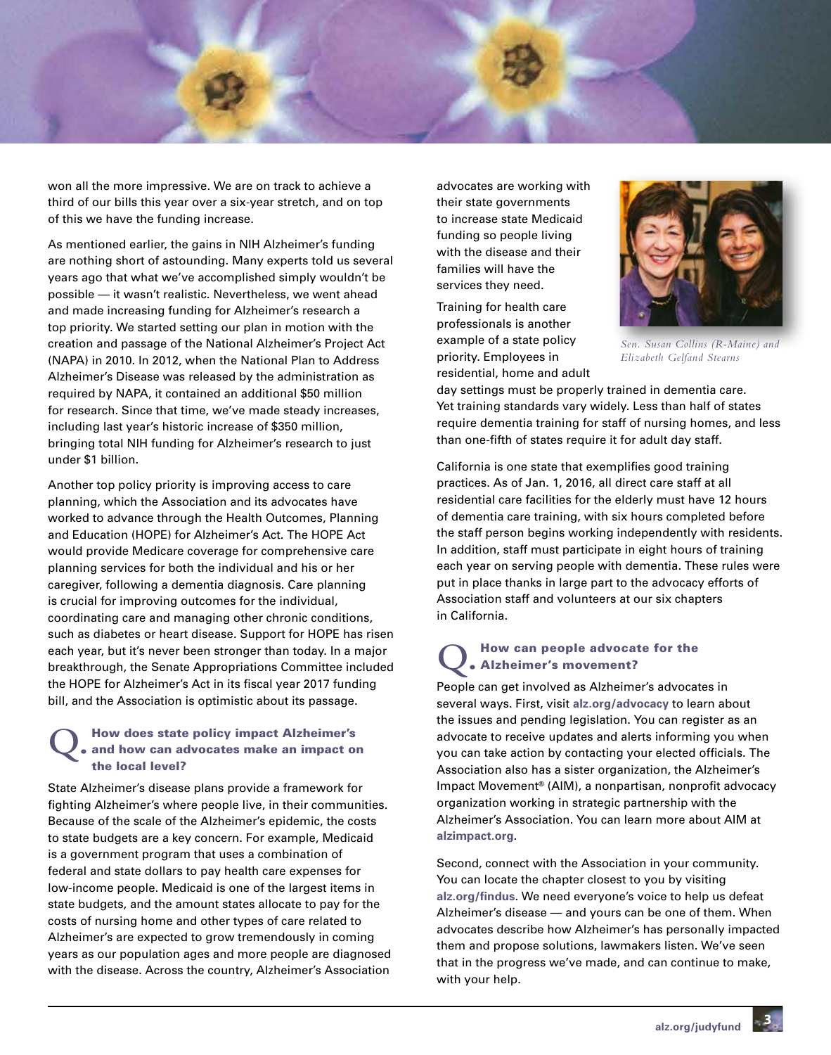won all the more impressive. We are on track to achieve a third of our bills this year over a six-year stretch, and on top of this we have the funding increase.

As mentioned earlier, the gains in NIH Alzheimer's funding are nothing short of astounding. Many experts told us several years ago that what we've accomplished simply wouldn't be possible — it wasn't realistic. Nevertheless, we went ahead and made increasing funding for Alzheimer's research a top priority. We started setting our plan in motion with the creation and passage of the National Alzheimer's Project Act (NAPA) in 2010. In 2012, when the National Plan to Address Alzheimer's Disease was released by the administration as required by NAPA, it contained an additional $50 million for research. Since that time, we've made steady increases, including last year's historic increase of $350 million, bringing total NIH funding for Alzheimer's research to just under $1 billion.

Another top policy priority is improving access to care planning, which the Association and its advocates have worked to advance through the Health Outcomes, Planning and Education (HOPE) for Alzheimer's Act. The HOPE Act would provide Medicare coverage for comprehensive care planning services for both the individual and his or her caregiver, following a dementia diagnosis. Care planning is crucial for improving outcomes for the individual, coordinating care and managing other chronic conditions, such as diabetes or heart disease. Support for HOPE has risen each year, but it's never been stronger than today. In a major breakthrough, the Senate Appropriations Committee included the HOPE for Alzheimer's Act in its fiscal year 2017 funding bill, and the Association is optimistic about its passage.

## Q. How does state policy impact Alzheimer's and how can advocates make an impact on the local level?

State Alzheimer's disease plans provide a framework for fighting Alzheimer's where people live, in their communities. Because of the scale of the Alzheimer's epidemic, the costs to state budgets are a key concern. For example, Medicaid is a government program that uses a combination of federal and state dollars to pay health care expenses for low-income people. Medicaid is one of the largest items in state budgets, and the amount states allocate to pay for the costs of nursing home and other types of care related to Alzheimer's are expected to grow tremendously in coming years as our population ages and more people are diagnosed with the disease. Across the country, Alzheimer's Association advocates are working with their state governments to increase state Medicaid funding so people living with the disease and their families will have the services they need.

*Sen. Susan Collins (R-Maine) and Elizabeth Gelfand Stearns*

Training for health care professionals is another example of a state policy priority. Employees in residential, home and adult day settings must be properly trained in dementia care. Yet training standards vary widely. Less than half of states require dementia training for staff of nursing homes, and less than one-fifth of states require it for adult day staff.

California is one state that exemplifies good training practices. As of Jan. 1, 2016, all direct care staff at all residential care facilities for the elderly must have 12 hours of dementia care training, with six hours completed before the staff person begins working independently with residents. In addition, staff must participate in eight hours of training each year on serving people with dementia. These rules were put in place thanks in large part to the advocacy efforts of Association staff and volunteers at our six chapters in California.

## Q. How can people advocate for the Alzheimer's movement?

People can get involved as Alzheimer's advocates in several ways. First, visit **alz.org/advocacy** to learn about the issues and pending legislation. You can register as an advocate to receive updates and alerts informing you when you can take action by contacting your elected officials. The Association also has a sister organization, the Alzheimer's Impact Movement® (AIM), a nonpartisan, nonprofit advocacy organization working in strategic partnership with the Alzheimer's Association. You can learn more about AIM at **alzimpact.org**.

Second, connect with the Association in your community. You can locate the chapter closest to you by visiting **alz.org/findus**. We need everyone's voice to help us defeat Alzheimer's disease — and yours can be one of them. When advocates describe how Alzheimer's has personally impacted them and propose solutions, lawmakers listen. We've seen that in the progress we've made, and can continue to make, with your help.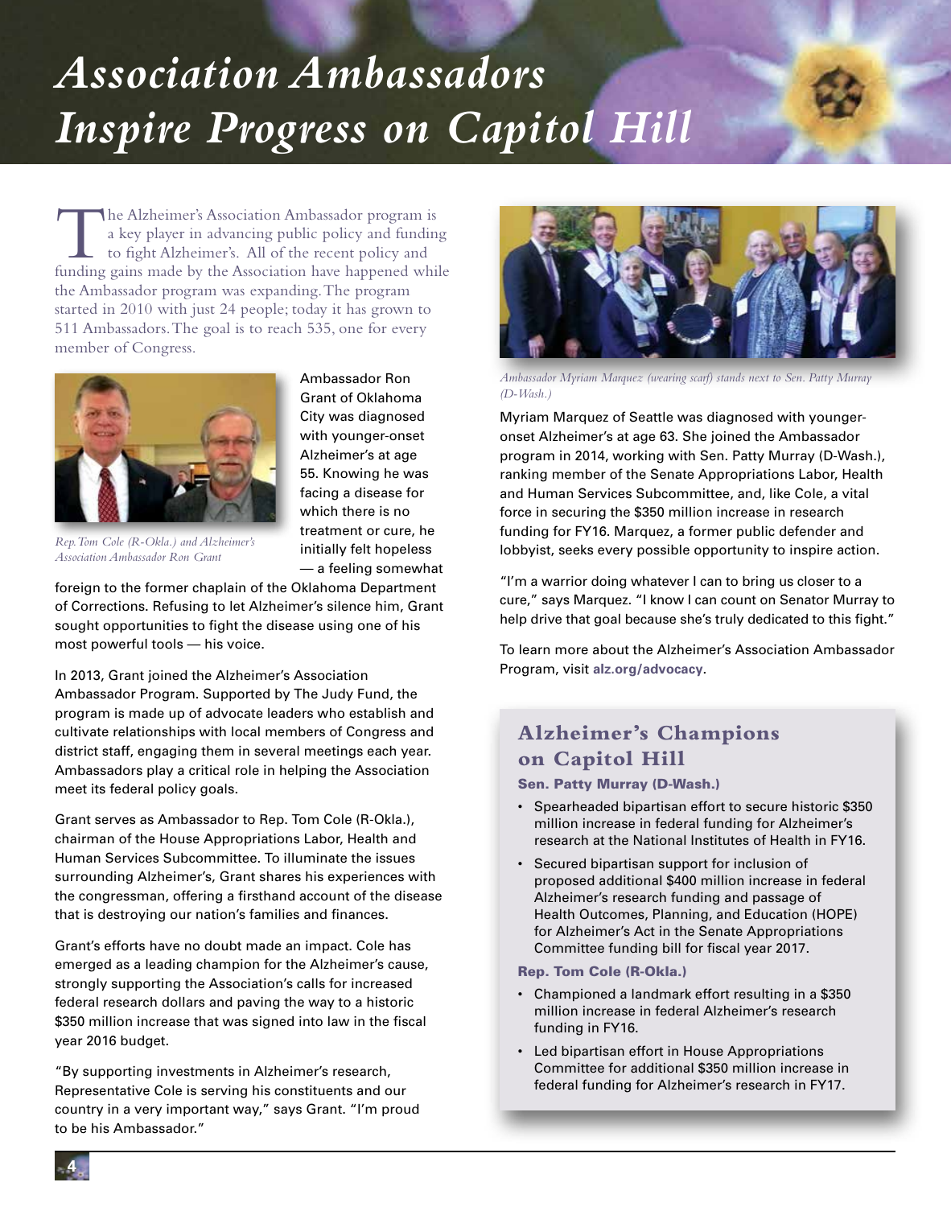# *Association Ambassadors Inspire Progress on Capitol Hill*

The Alzheimer's Association Ambassador program is a key player in advancing public policy and funding to fight Alzheimer's. All of the recent policy and funding gains made by the Association have happened while the Ambassador program was expanding. The program started in 2010 with just 24 people; today it has grown to 511 Ambassadors. The goal is to reach 535, one for every member of Congress.

*Rep. Tom Cole (R-Okla.) and Alzheimer's Association Ambassador Ron Grant*

Ambassador Ron Grant of Oklahoma City was diagnosed with younger-onset Alzheimer's at age 55. Knowing he was facing a disease for which there is no treatment or cure, he initially felt hopeless — a feeling somewhat foreign to the former chaplain of the Oklahoma Department of Corrections. Refusing to let Alzheimer's silence him, Grant sought opportunities to fight the disease using one of his most powerful tools — his voice.

In 2013, Grant joined the Alzheimer's Association Ambassador Program. Supported by The Judy Fund, the program is made up of advocate leaders who establish and cultivate relationships with local members of Congress and district staff, engaging them in several meetings each year. Ambassadors play a critical role in helping the Association meet its federal policy goals.

Grant serves as Ambassador to Rep. Tom Cole (R-Okla.), chairman of the House Appropriations Labor, Health and Human Services Subcommittee. To illuminate the issues surrounding Alzheimer's, Grant shares his experiences with the congressman, offering a firsthand account of the disease that is destroying our nation's families and finances.

Grant's efforts have no doubt made an impact. Cole has emerged as a leading champion for the Alzheimer's cause, strongly supporting the Association's calls for increased federal research dollars and paving the way to a historic $350 million increase that was signed into law in the fiscal year 2016 budget.

"By supporting investments in Alzheimer's research, Representative Cole is serving his constituents and our country in a very important way," says Grant. "I'm proud to be his Ambassador."

*Ambassador Myriam Marquez (wearing scarf) stands next to Sen. Patty Murray (D-Wash.)*

Myriam Marquez of Seattle was diagnosed with younger-onset Alzheimer's at age 63. She joined the Ambassador program in 2014, working with Sen. Patty Murray (D-Wash.), ranking member of the Senate Appropriations Labor, Health and Human Services Subcommittee, and, like Cole, a vital force in securing the $350 million increase in research funding for FY16. Marquez, a former public defender and lobbyist, seeks every possible opportunity to inspire action.

"I'm a warrior doing whatever I can to bring us closer to a cure," says Marquez. "I know I can count on Senator Murray to help drive that goal because she's truly dedicated to this fight."

To learn more about the Alzheimer's Association Ambassador Program, visit **alz.org/advocacy**.

## Alzheimer's Champions on Capitol Hill

**Sen. Patty Murray (D-Wash.)**

- Spearheaded bipartisan effort to secure historic $350 million increase in federal funding for Alzheimer's research at the National Institutes of Health in FY16.
- Secured bipartisan support for inclusion of proposed additional $400 million increase in federal Alzheimer's research funding and passage of Health Outcomes, Planning, and Education (HOPE) for Alzheimer's Act in the Senate Appropriations Committee funding bill for fiscal year 2017.

**Rep. Tom Cole (R-Okla.)**

- Championed a landmark effort resulting in a $350 million increase in federal Alzheimer's research funding in FY16.
- Led bipartisan effort in House Appropriations Committee for additional $350 million increase in federal funding for Alzheimer's research in FY17.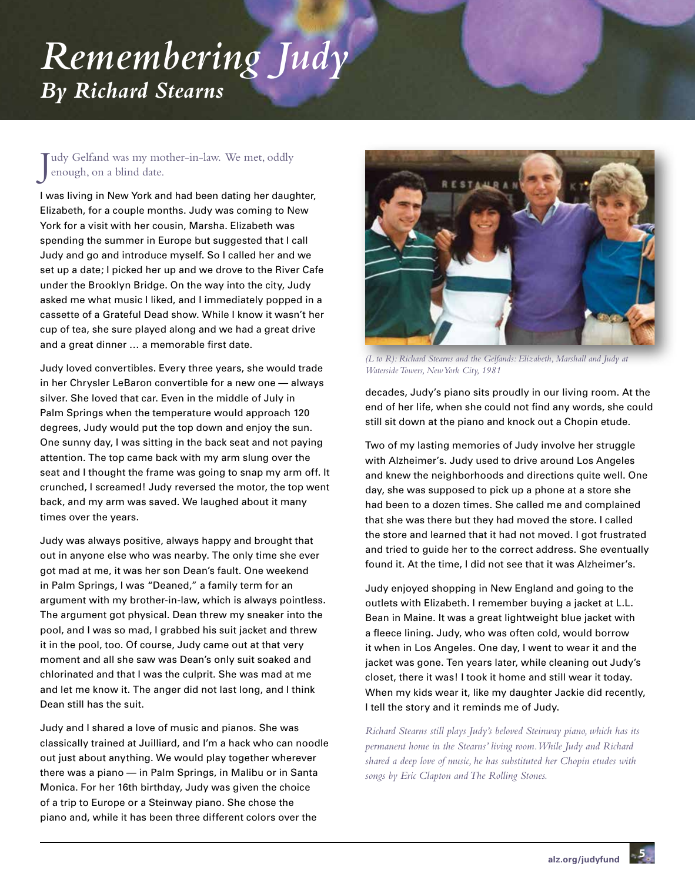# Remembering Judy

## By Richard Stearns

Judy Gelfand was my mother-in-law. We met, oddly enough, on a blind date.

I was living in New York and had been dating her daughter, Elizabeth, for a couple months. Judy was coming to New York for a visit with her cousin, Marsha. Elizabeth was spending the summer in Europe but suggested that I call Judy and go and introduce myself. So I called her and we set up a date; I picked her up and we drove to the River Cafe under the Brooklyn Bridge. On the way into the city, Judy asked me what music I liked, and I immediately popped in a cassette of a Grateful Dead show. While I know it wasn't her cup of tea, she sure played along and we had a great drive and a great dinner … a memorable first date.

Judy loved convertibles. Every three years, she would trade in her Chrysler LeBaron convertible for a new one — always silver. She loved that car. Even in the middle of July in Palm Springs when the temperature would approach 120 degrees, Judy would put the top down and enjoy the sun. One sunny day, I was sitting in the back seat and not paying attention. The top came back with my arm slung over the seat and I thought the frame was going to snap my arm off. It crunched, I screamed! Judy reversed the motor, the top went back, and my arm was saved. We laughed about it many times over the years.

Judy was always positive, always happy and brought that out in anyone else who was nearby. The only time she ever got mad at me, it was her son Dean's fault. One weekend in Palm Springs, I was "Deaned," a family term for an argument with my brother-in-law, which is always pointless. The argument got physical. Dean threw my sneaker into the pool, and I was so mad, I grabbed his suit jacket and threw it in the pool, too. Of course, Judy came out at that very moment and all she saw was Dean's only suit soaked and chlorinated and that I was the culprit. She was mad at me and let me know it. The anger did not last long, and I think Dean still has the suit.

Judy and I shared a love of music and pianos. She was classically trained at Juilliard, and I'm a hack who can noodle out just about anything. We would play together wherever there was a piano — in Palm Springs, in Malibu or in Santa Monica. For her 16th birthday, Judy was given the choice of a trip to Europe or a Steinway piano. She chose the piano and, while it has been three different colors over the decades, Judy's piano sits proudly in our living room. At the end of her life, when she could not find any words, she could still sit down at the piano and knock out a Chopin etude.

*(L to R): Richard Stearns and the Gelfands: Elizabeth, Marshall and Judy at Waterside Towers, New York City, 1981*

Two of my lasting memories of Judy involve her struggle with Alzheimer's. Judy used to drive around Los Angeles and knew the neighborhoods and directions quite well. One day, she was supposed to pick up a phone at a store she had been to a dozen times. She called me and complained that she was there but they had moved the store. I called the store and learned that it had not moved. I got frustrated and tried to guide her to the correct address. She eventually found it. At the time, I did not see that it was Alzheimer's.

Judy enjoyed shopping in New England and going to the outlets with Elizabeth. I remember buying a jacket at L.L. Bean in Maine. It was a great lightweight blue jacket with a fleece lining. Judy, who was often cold, would borrow it when in Los Angeles. One day, I went to wear it and the jacket was gone. Ten years later, while cleaning out Judy's closet, there it was! I took it home and still wear it today. When my kids wear it, like my daughter Jackie did recently, I tell the story and it reminds me of Judy.

*Richard Stearns still plays Judy's beloved Steinway piano, which has its permanent home in the Stearns' living room. While Judy and Richard shared a deep love of music, he has substituted her Chopin etudes with songs by Eric Clapton and The Rolling Stones.*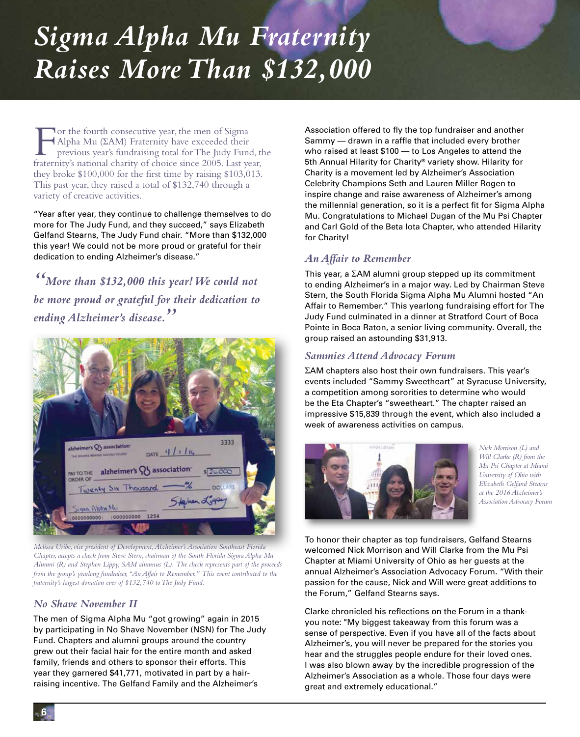# *Sigma Alpha Mu Fraternity Raises More Than $132,000*

For the fourth consecutive year, the men of Sigma Alpha Mu (ΣAM) Fraternity have exceeded their previous year's fundraising total for The Judy Fund, the fraternity's national charity of choice since 2005. Last year, they broke $100,000 for the first time by raising $103,013. This past year, they raised a total of $132,740 through a variety of creative activities.

"Year after year, they continue to challenge themselves to do more for The Judy Fund, and they succeed," says Elizabeth Gelfand Stearns, The Judy Fund chair. "More than $132,000 this year! We could not be more proud or grateful for their dedication to ending Alzheimer's disease."

> *"More than $132,000 this year! We could not be more proud or grateful for their dedication to ending Alzheimer's disease."*

*Melissa Uribe, vice president of Development, Alzheimer's Association Southeast Florida Chapter, accepts a check from Steve Stern, chairman of the South Florida Sigma Alpha Mu Alumni (R) and Stephen Lippy, SAM alumnus (L). The check represents part of the proceeds from the group's yearlong fundraiser, "An Affair to Remember." This event contributed to the fraternity's largest donation ever of $132,740 to The Judy Fund.*

## *No Shave November II*

The men of Sigma Alpha Mu "got growing" again in 2015 by participating in No Shave November (NSN) for The Judy Fund. Chapters and alumni groups around the country grew out their facial hair for the entire month and asked family, friends and others to sponsor their efforts. This year they garnered $41,771, motivated in part by a hair-raising incentive. The Gelfand Family and the Alzheimer's Association offered to fly the top fundraiser and another Sammy — drawn in a raffle that included every brother who raised at least $100 — to Los Angeles to attend the 5th Annual Hilarity for Charity® variety show. Hilarity for Charity is a movement led by Alzheimer's Association Celebrity Champions Seth and Lauren Miller Rogen to inspire change and raise awareness of Alzheimer's among the millennial generation, so it is a perfect fit for Sigma Alpha Mu. Congratulations to Michael Dugan of the Mu Psi Chapter and Carl Gold of the Beta Iota Chapter, who attended Hilarity for Charity!

## *An Affair to Remember*

This year, a ΣAM alumni group stepped up its commitment to ending Alzheimer's in a major way. Led by Chairman Steve Stern, the South Florida Sigma Alpha Mu Alumni hosted "An Affair to Remember." This yearlong fundraising effort for The Judy Fund culminated in a dinner at Stratford Court of Boca Pointe in Boca Raton, a senior living community. Overall, the group raised an astounding $31,913.

## *Sammies Attend Advocacy Forum*

ΣAM chapters also host their own fundraisers. This year's events included "Sammy Sweetheart" at Syracuse University, a competition among sororities to determine who would be the Eta Chapter's "sweetheart." The chapter raised an impressive $15,839 through the event, which also included a week of awareness activities on campus.

*Nick Morrison (L) and Will Clarke (R) from the Mu Psi Chapter at Miami University of Ohio with Elizabeth Gelfand Stearns at the 2016 Alzheimer's Association Advocacy Forum*

To honor their chapter as top fundraisers, Gelfand Stearns welcomed Nick Morrison and Will Clarke from the Mu Psi Chapter at Miami University of Ohio as her guests at the annual Alzheimer's Association Advocacy Forum. "With their passion for the cause, Nick and Will were great additions to the Forum," Gelfand Stearns says.

Clarke chronicled his reflections on the Forum in a thank-you note: "My biggest takeaway from this forum was a sense of perspective. Even if you have all of the facts about Alzheimer's, you will never be prepared for the stories you hear and the struggles people endure for their loved ones. I was also blown away by the incredible progression of the Alzheimer's Association as a whole. Those four days were great and extremely educational."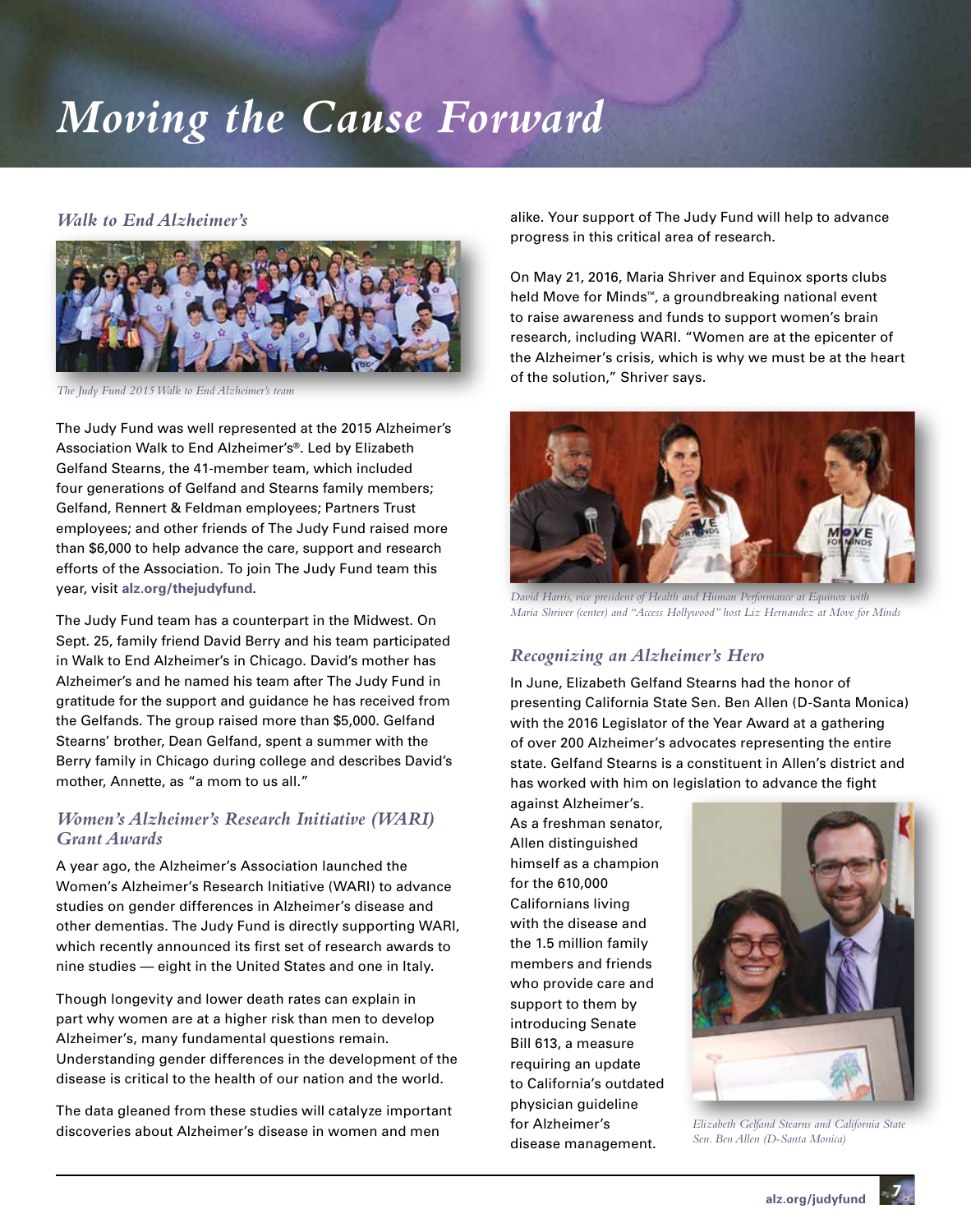# Moving the Cause Forward

## Walk to End Alzheimer's

*The Judy Fund 2015 Walk to End Alzheimer's team*

The Judy Fund was well represented at the 2015 Alzheimer's Association Walk to End Alzheimer's®. Led by Elizabeth Gelfand Stearns, the 41-member team, which included four generations of Gelfand and Stearns family members; Gelfand, Rennert & Feldman employees; Partners Trust employees; and other friends of The Judy Fund raised more than $6,000 to help advance the care, support and research efforts of the Association. To join The Judy Fund team this year, visit **alz.org/thejudyfund**.

The Judy Fund team has a counterpart in the Midwest. On Sept. 25, family friend David Berry and his team participated in Walk to End Alzheimer's in Chicago. David's mother has Alzheimer's and he named his team after The Judy Fund in gratitude for the support and guidance he has received from the Gelfands. The group raised more than $5,000. Gelfand Stearns' brother, Dean Gelfand, spent a summer with the Berry family in Chicago during college and describes David's mother, Annette, as "a mom to us all."

## Women's Alzheimer's Research Initiative (WARI) Grant Awards

A year ago, the Alzheimer's Association launched the Women's Alzheimer's Research Initiative (WARI) to advance studies on gender differences in Alzheimer's disease and other dementias. The Judy Fund is directly supporting WARI, which recently announced its first set of research awards to nine studies — eight in the United States and one in Italy.

Though longevity and lower death rates can explain in part why women are at a higher risk than men to develop Alzheimer's, many fundamental questions remain. Understanding gender differences in the development of the disease is critical to the health of our nation and the world.

The data gleaned from these studies will catalyze important discoveries about Alzheimer's disease in women and men alike. Your support of The Judy Fund will help to advance progress in this critical area of research.

On May 21, 2016, Maria Shriver and Equinox sports clubs held Move for Minds™, a groundbreaking national event to raise awareness and funds to support women's brain research, including WARI. "Women are at the epicenter of the Alzheimer's crisis, which is why we must be at the heart of the solution," Shriver says.

*David Harris, vice president of Health and Human Performance at Equinox with Maria Shriver (center) and "Access Hollywood" host Liz Hernandez at Move for Minds*

## Recognizing an Alzheimer's Hero

In June, Elizabeth Gelfand Stearns had the honor of presenting California State Sen. Ben Allen (D-Santa Monica) with the 2016 Legislator of the Year Award at a gathering of over 200 Alzheimer's advocates representing the entire state. Gelfand Stearns is a constituent in Allen's district and has worked with him on legislation to advance the fight against Alzheimer's. As a freshman senator, Allen distinguished himself as a champion for the 610,000 Californians living with the disease and the 1.5 million family members and friends who provide care and support to them by introducing Senate Bill 613, a measure requiring an update to California's outdated physician guideline for Alzheimer's disease management.

*Elizabeth Gelfand Stearns and California State Sen. Ben Allen (D-Santa Monica)*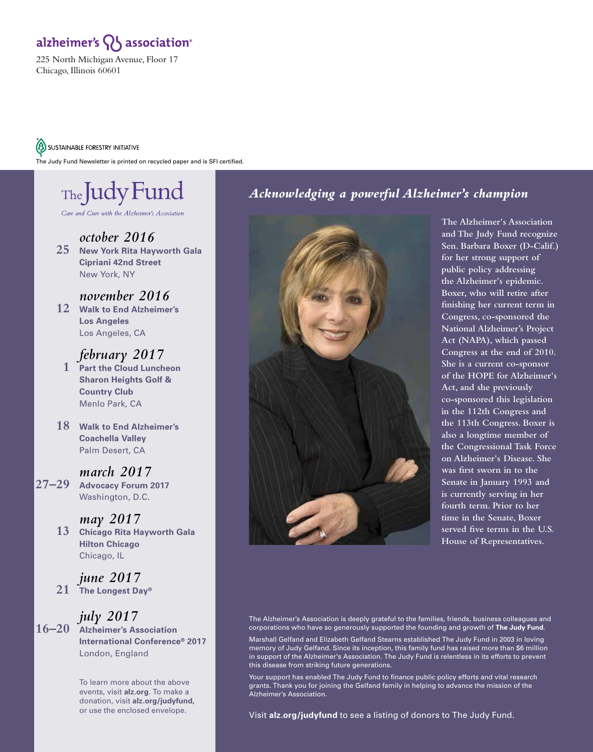alzheimer's association®

225 North Michigan Avenue, Floor 17
Chicago, Illinois 60601

SUSTAINABLE FORESTRY INITIATIVE

The Judy Fund Newsletter is printed on recycled paper and is SFI certified.

# The Judy Fund

*Care and Cure with the Alzheimer's Association*

## *october 2016*

**25** **New York Rita Hayworth Gala**
**Cipriani 42nd Street**
New York, NY

## *november 2016*

**12** **Walk to End Alzheimer's**
**Los Angeles**
Los Angeles, CA

## *february 2017*

**1** **Part the Cloud Luncheon**
**Sharon Heights Golf & Country Club**
Menlo Park, CA

**18** **Walk to End Alzheimer's**
**Coachella Valley**
Palm Desert, CA

## *march 2017*

**27–29** **Advocacy Forum 2017**
Washington, D.C.

## *may 2017*

**13** **Chicago Rita Hayworth Gala**
**Hilton Chicago**
Chicago, IL

## *june 2017*

**21** **The Longest Day®**

## *july 2017*

**16–20** **Alzheimer's Association International Conference® 2017**
London, England

To learn more about the above events, visit **alz.org**. To make a donation, visit **alz.org/judyfund,** or use the enclosed envelope.

## *Acknowledging a powerful Alzheimer's champion*

The Alzheimer's Association and The Judy Fund recognize Sen. Barbara Boxer (D-Calif.) for her strong support of public policy addressing the Alzheimer's epidemic. Boxer, who will retire after finishing her current term in Congress, co-sponsored the National Alzheimer's Project Act (NAPA), which passed Congress at the end of 2010. She is a current co-sponsor of the HOPE for Alzheimer's Act, and she previously co-sponsored this legislation in the 112th Congress and the 113th Congress. Boxer is also a longtime member of the Congressional Task Force on Alzheimer's Disease. She was first sworn in to the Senate in January 1993 and is currently serving in her fourth term. Prior to her time in the Senate, Boxer served five terms in the U.S. House of Representatives.

The Alzheimer's Association is deeply grateful to the families, friends, business colleagues and corporations who have so generously supported the founding and growth of **The Judy Fund**.

Marshall Gelfand and Elizabeth Gelfand Stearns established The Judy Fund in 2003 in loving memory of Judy Gelfand. Since its inception, this family fund has raised more than $6 million in support of the Alzheimer's Association. The Judy Fund is relentless in its efforts to prevent this disease from striking future generations.

Your support has enabled The Judy Fund to finance public policy efforts and vital research grants. Thank you for joining the Gelfand family in helping to advance the mission of the Alzheimer's Association.

Visit **alz.org/judyfund** to see a listing of donors to The Judy Fund.